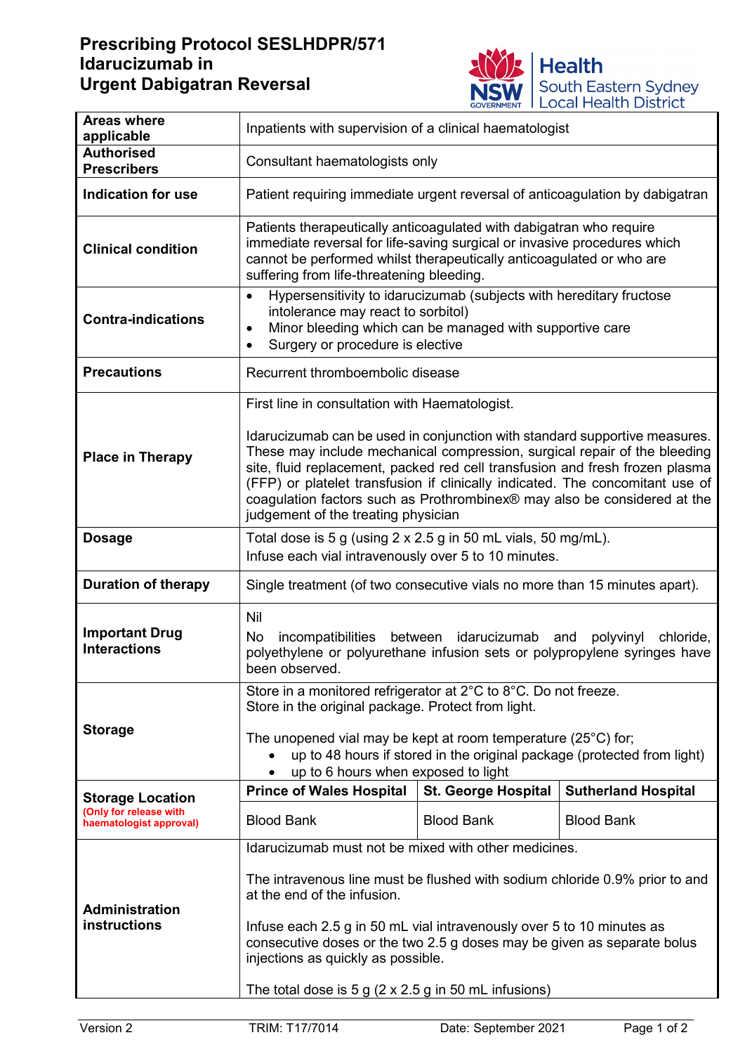# Prescribing Protocol SESLHDPR/571 Idarucizumab in Urgent Dabigatran Reversal

| | | | |
|---|---|---|---|
| **Areas where applicable** | Inpatients with supervision of a clinical haematologist | | |
| **Authorised Prescribers** | Consultant haematologists only | | |
| **Indication for use** | Patient requiring immediate urgent reversal of anticoagulation by dabigatran | | |
| **Clinical condition** | Patients therapeutically anticoagulated with dabigatran who require immediate reversal for life-saving surgical or invasive procedures which cannot be performed whilst therapeutically anticoagulated or who are suffering from life-threatening bleeding. | | |
| **Contra-indications** | • Hypersensitivity to idarucizumab (subjects with hereditary fructose intolerance may react to sorbitol)<br>• Minor bleeding which can be managed with supportive care<br>• Surgery or procedure is elective | | |
| **Precautions** | Recurrent thromboembolic disease | | |
| **Place in Therapy** | First line in consultation with Haematologist.<br><br>Idarucizumab can be used in conjunction with standard supportive measures. These may include mechanical compression, surgical repair of the bleeding site, fluid replacement, packed red cell transfusion and fresh frozen plasma (FFP) or platelet transfusion if clinically indicated. The concomitant use of coagulation factors such as Prothrombinex® may also be considered at the judgement of the treating physician | | |
| **Dosage** | Total dose is 5 g (using 2 x 2.5 g in 50 mL vials, 50 mg/mL).<br>Infuse each vial intravenously over 5 to 10 minutes. | | |
| **Duration of therapy** | Single treatment (of two consecutive vials no more than 15 minutes apart). | | |
| **Important Drug Interactions** | Nil<br>No incompatibilities between idarucizumab and polyvinyl chloride, polyethylene or polyurethane infusion sets or polypropylene syringes have been observed. | | |
| **Storage** | Store in a monitored refrigerator at 2°C to 8°C. Do not freeze.<br>Store in the original package. Protect from light.<br><br>The unopened vial may be kept at room temperature (25°C) for;<br>• up to 48 hours if stored in the original package (protected from light)<br>• up to 6 hours when exposed to light | | |
| **Storage Location** (Only for release with haematologist approval) | **Prince of Wales Hospital** | **St. George Hospital** | **Sutherland Hospital** |
| | Blood Bank | Blood Bank | Blood Bank |
| **Administration instructions** | Idarucizumab must not be mixed with other medicines.<br><br>The intravenous line must be flushed with sodium chloride 0.9% prior to and at the end of the infusion.<br><br>Infuse each 2.5 g in 50 mL vial intravenously over 5 to 10 minutes as consecutive doses or the two 2.5 g doses may be given as separate bolus injections as quickly as possible.<br><br>The total dose is 5 g (2 x 2.5 g in 50 mL infusions) | | |

Version 2 TRIM: T17/7014 Date: September 2021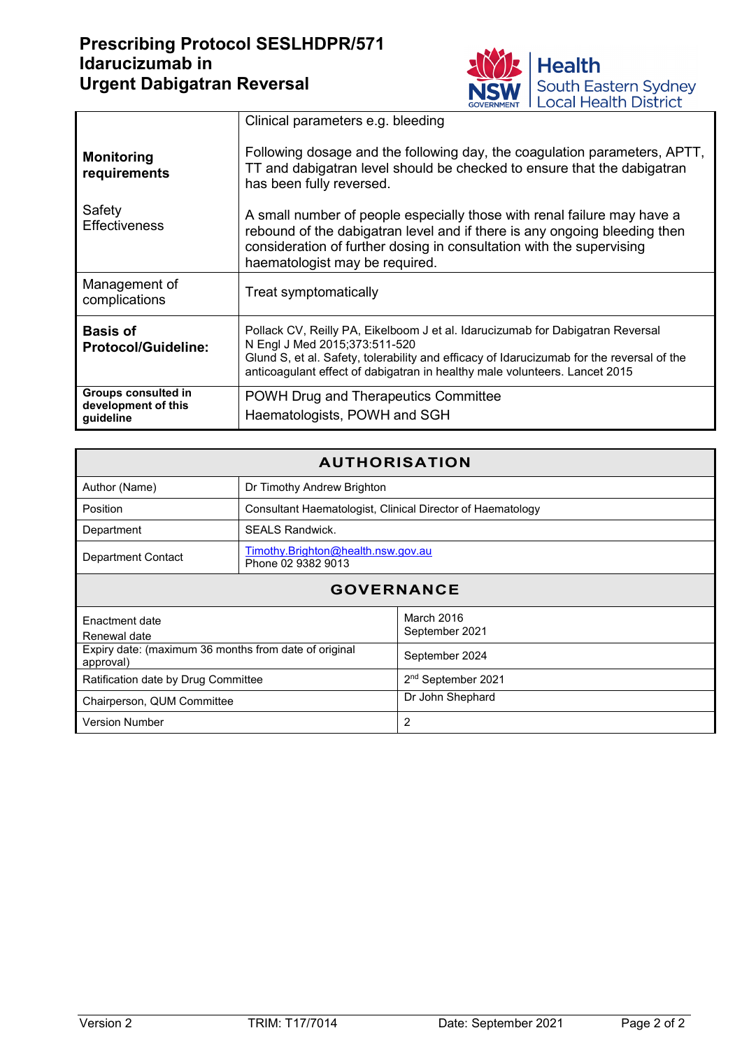# Prescribing Protocol SESLHDPR/571 Idarucizumab in Urgent Dabigatran Reversal

| | |
|---|---|
| **Monitoring requirements**<br><br>Safety<br>Effectiveness | Clinical parameters e.g. bleeding<br><br>Following dosage and the following day, the coagulation parameters, APTT, TT and dabigatran level should be checked to ensure that the dabigatran has been fully reversed.<br><br>A small number of people especially those with renal failure may have a rebound of the dabigatran level and if there is any ongoing bleeding then consideration of further dosing in consultation with the supervising haematologist may be required. |
| Management of complications | Treat symptomatically |
| **Basis of Protocol/Guideline:** | Pollack CV, Reilly PA, Eikelboom J et al. Idarucizumab for Dabigatran Reversal N Engl J Med 2015;373:511-520<br>Glund S, et al. Safety, tolerability and efficacy of Idarucizumab for the reversal of the anticoagulant effect of dabigatran in healthy male volunteers. Lancet 2015 |
| **Groups consulted in development of this guideline** | POWH Drug and Therapeutics Committee<br>Haematologists, POWH and SGH |

## AUTHORISATION

| | |
|---|---|
| Author (Name) | Dr Timothy Andrew Brighton |
| Position | Consultant Haematologist, Clinical Director of Haematology |
| Department | SEALS Randwick. |
| Department Contact | Timothy.Brighton@health.nsw.gov.au<br>Phone 02 9382 9013 |

## GOVERNANCE

| | |
|---|---|
| Enactment date<br>Renewal date | March 2016<br>September 2021 |
| Expiry date: (maximum 36 months from date of original approval) | September 2024 |
| Ratification date by Drug Committee | 2nd September 2021 |
| Chairperson, QUM Committee | Dr John Shephard |
| Version Number | 2 |